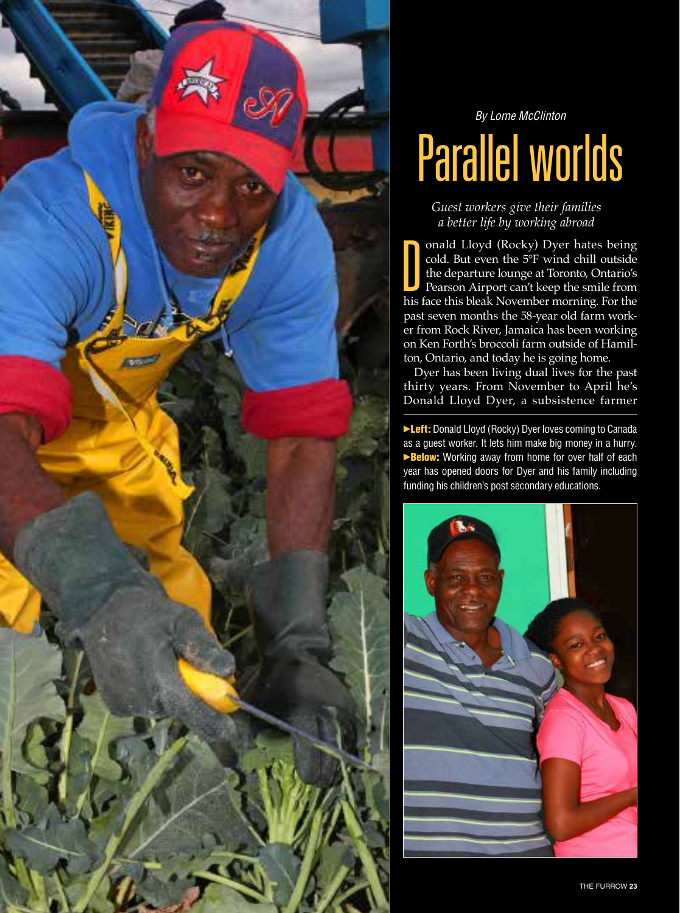*By Lorne McClinton*

# Parallel worlds

*Guest workers give their families a better life by working abroad*

Donald Lloyd (Rocky) Dyer hates being cold. But even the 5°F wind chill outside the departure lounge at Toronto, Ontario's Pearson Airport can't keep the smile from his face this bleak November morning. For the past seven months the 58-year old farm worker from Rock River, Jamaica has been working on Ken Forth's broccoli farm outside of Hamilton, Ontario, and today he is going home.

Dyer has been living dual lives for the past thirty years. From November to April he's Donald Lloyd Dyer, a subsistence farmer

►**Left:** Donald Lloyd (Rocky) Dyer loves coming to Canada as a guest worker. It lets him make big money in a hurry. ►**Below:** Working away from home for over half of each year has opened doors for Dyer and his family including funding his children's post secondary educations.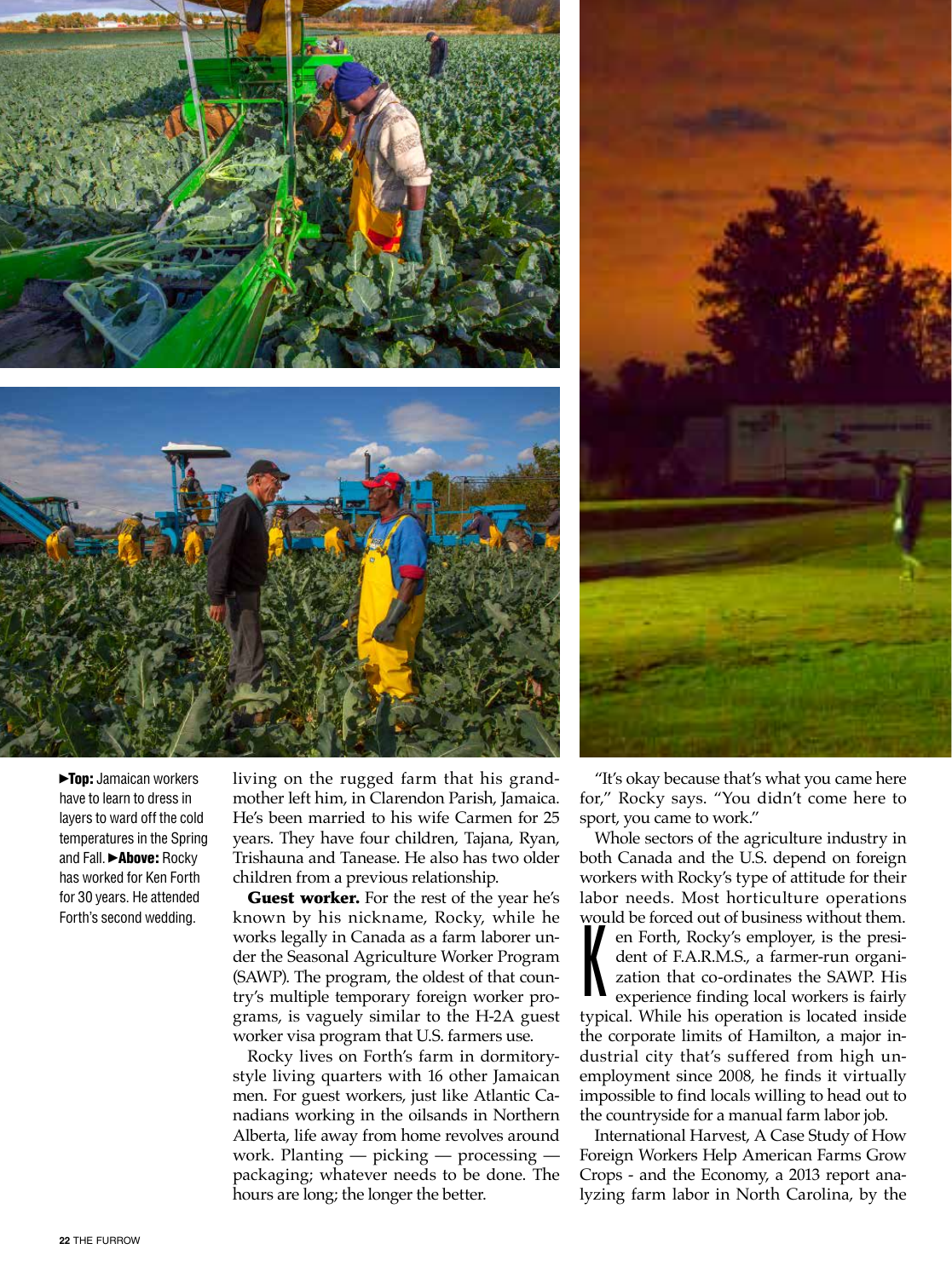**▶Top:** Jamaican workers have to learn to dress in layers to ward off the cold temperatures in the Spring and Fall. **▶Above:** Rocky has worked for Ken Forth for 30 years. He attended Forth's second wedding.

living on the rugged farm that his grandmother left him, in Clarendon Parish, Jamaica. He's been married to his wife Carmen for 25 years. They have four children, Tajana, Ryan, Trishauna and Tanease. He also has two older children from a previous relationship.

**Guest worker.** For the rest of the year he's known by his nickname, Rocky, while he works legally in Canada as a farm laborer under the Seasonal Agriculture Worker Program (SAWP). The program, the oldest of that country's multiple temporary foreign worker programs, is vaguely similar to the H-2A guest worker visa program that U.S. farmers use.

Rocky lives on Forth's farm in dormitory-style living quarters with 16 other Jamaican men. For guest workers, just like Atlantic Canadians working in the oilsands in Northern Alberta, life away from home revolves around work. Planting — picking — processing — packaging; whatever needs to be done. The hours are long; the longer the better.

"It's okay because that's what you came here for," Rocky says. "You didn't come here to sport, you came to work."

Whole sectors of the agriculture industry in both Canada and the U.S. depend on foreign workers with Rocky's type of attitude for their labor needs. Most horticulture operations would be forced out of business without them.

Ken Forth, Rocky's employer, is the president of F.A.R.M.S., a farmer-run organization that co-ordinates the SAWP. His experience finding local workers is fairly typical. While his operation is located inside the corporate limits of Hamilton, a major industrial city that's suffered from high unemployment since 2008, he finds it virtually impossible to find locals willing to head out to the countryside for a manual farm labor job.

International Harvest, A Case Study of How Foreign Workers Help American Farms Grow Crops - and the Economy, a 2013 report analyzing farm labor in North Carolina, by the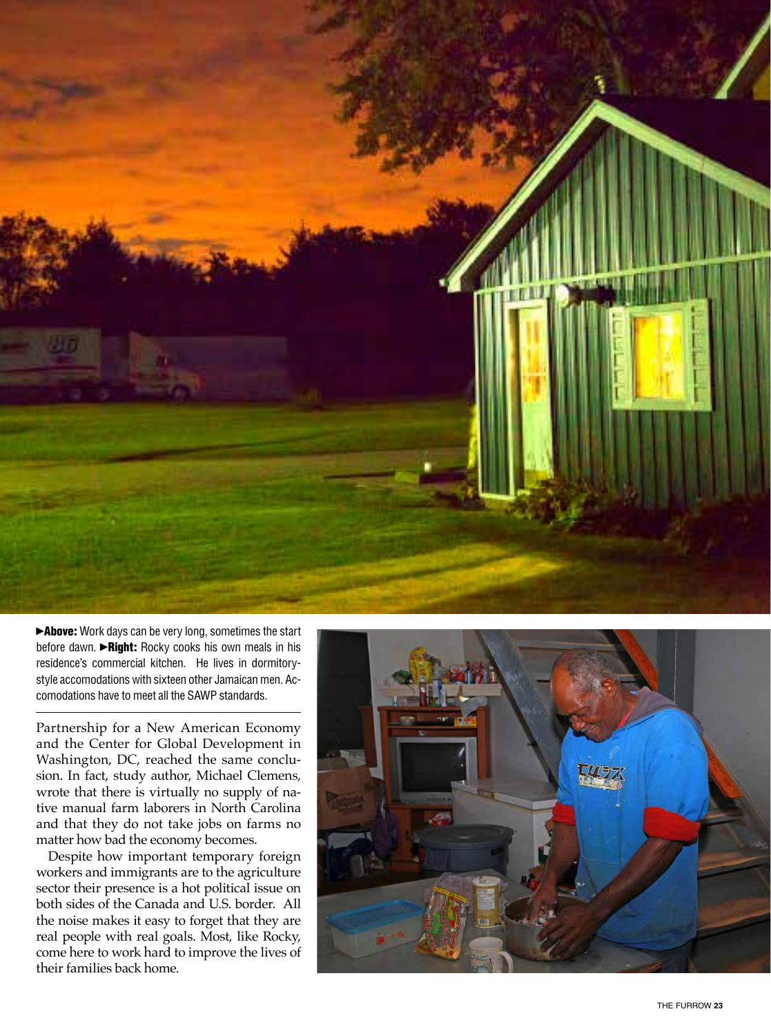►**Above:** Work days can be very long, sometimes the start before dawn. ►**Right:** Rocky cooks his own meals in his residence's commercial kitchen. He lives in dormitory-style accomodations with sixteen other Jamaican men. Accomodations have to meet all the SAWP standards.

Partnership for a New American Economy and the Center for Global Development in Washington, DC, reached the same conclusion. In fact, study author, Michael Clemens, wrote that there is virtually no supply of native manual farm laborers in North Carolina and that they do not take jobs on farms no matter how bad the economy becomes.

Despite how important temporary foreign workers and immigrants are to the agriculture sector their presence is a hot political issue on both sides of the Canada and U.S. border. All the noise makes it easy to forget that they are real people with real goals. Most, like Rocky, come here to work hard to improve the lives of their families back home.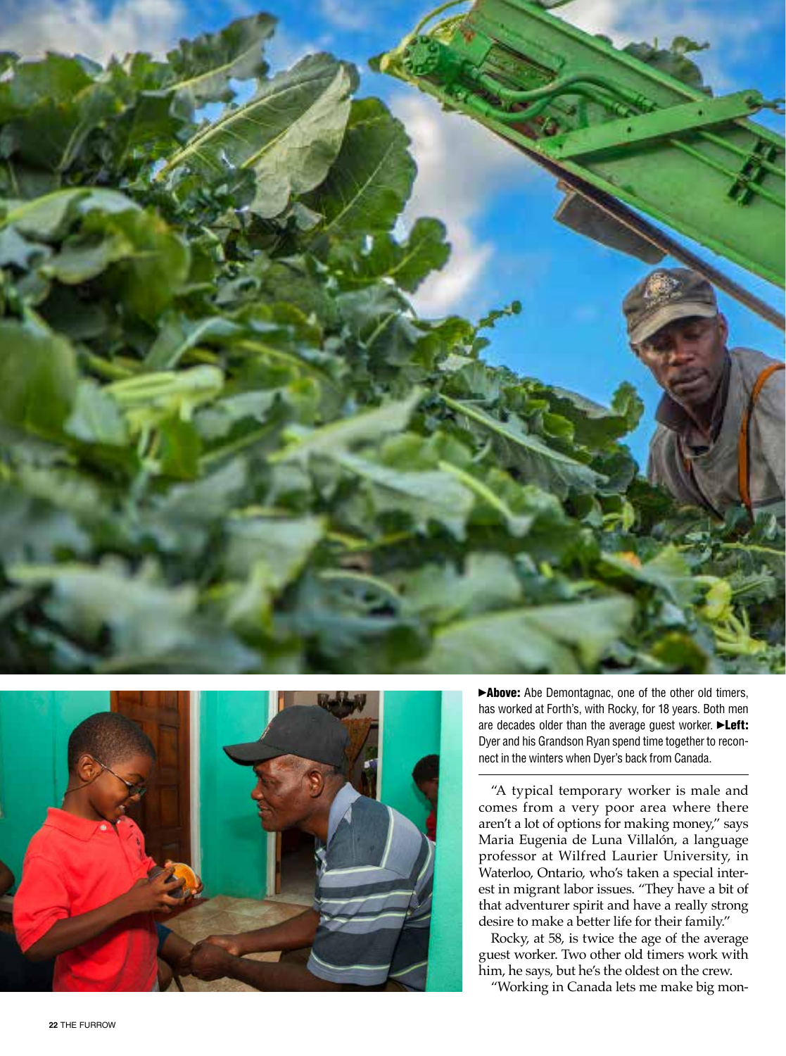►**Above:** Abe Demontagnac, one of the other old timers, has worked at Forth's, with Rocky, for 18 years. Both men are decades older than the average guest worker. ►**Left:** Dyer and his Grandson Ryan spend time together to reconnect in the winters when Dyer's back from Canada.

"A typical temporary worker is male and comes from a very poor area where there aren't a lot of options for making money," says Maria Eugenia de Luna Villalón, a language professor at Wilfred Laurier University, in Waterloo, Ontario, who's taken a special interest in migrant labor issues. "They have a bit of that adventurer spirit and have a really strong desire to make a better life for their family."

Rocky, at 58, is twice the age of the average guest worker. Two other old timers work with him, he says, but he's the oldest on the crew.

"Working in Canada lets me make big mon-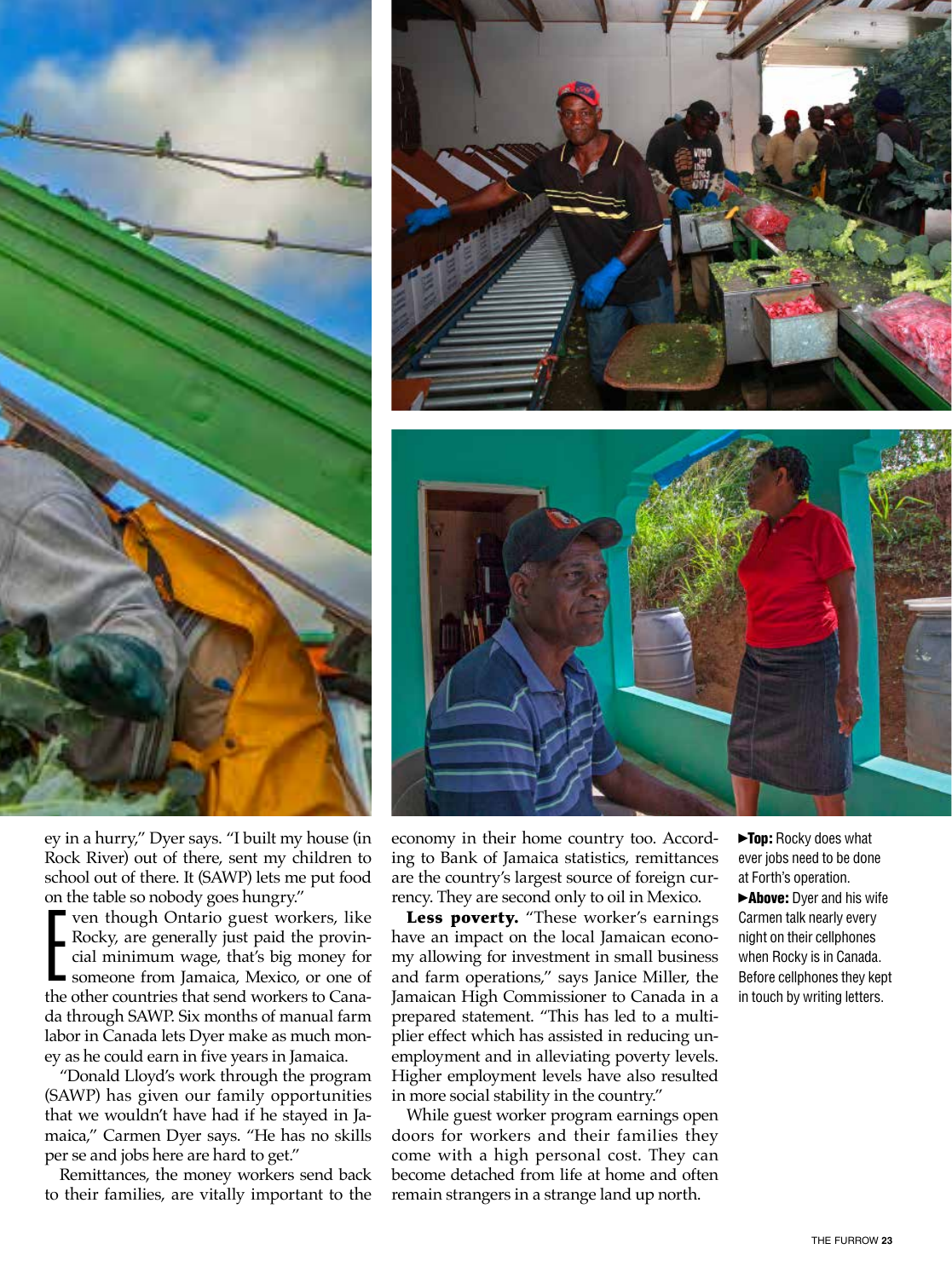ey in a hurry," Dyer says. "I built my house (in Rock River) out of there, sent my children to school out of there. It (SAWP) lets me put food on the table so nobody goes hungry."

Even though Ontario guest workers, like Rocky, are generally just paid the provincial minimum wage, that's big money for someone from Jamaica, Mexico, or one of the other countries that send workers to Canada through SAWP. Six months of manual farm labor in Canada lets Dyer make as much money as he could earn in five years in Jamaica.

"Donald Lloyd's work through the program (SAWP) has given our family opportunities that we wouldn't have had if he stayed in Jamaica," Carmen Dyer says. "He has no skills per se and jobs here are hard to get."

Remittances, the money workers send back to their families, are vitally important to the economy in their home country too. According to Bank of Jamaica statistics, remittances are the country's largest source of foreign currency. They are second only to oil in Mexico.

**Less poverty.** "These worker's earnings have an impact on the local Jamaican economy allowing for investment in small business and farm operations," says Janice Miller, the Jamaican High Commissioner to Canada in a prepared statement. "This has led to a multiplier effect which has assisted in reducing unemployment and in alleviating poverty levels. Higher employment levels have also resulted in more social stability in the country."

While guest worker program earnings open doors for workers and their families they come with a high personal cost. They can become detached from life at home and often remain strangers in a strange land up north.

►**Top:** Rocky does whatever jobs need to be done at Forth's operation.

►**Above:** Dyer and his wife Carmen talk nearly every night on their cellphones when Rocky is in Canada. Before cellphones they kept in touch by writing letters.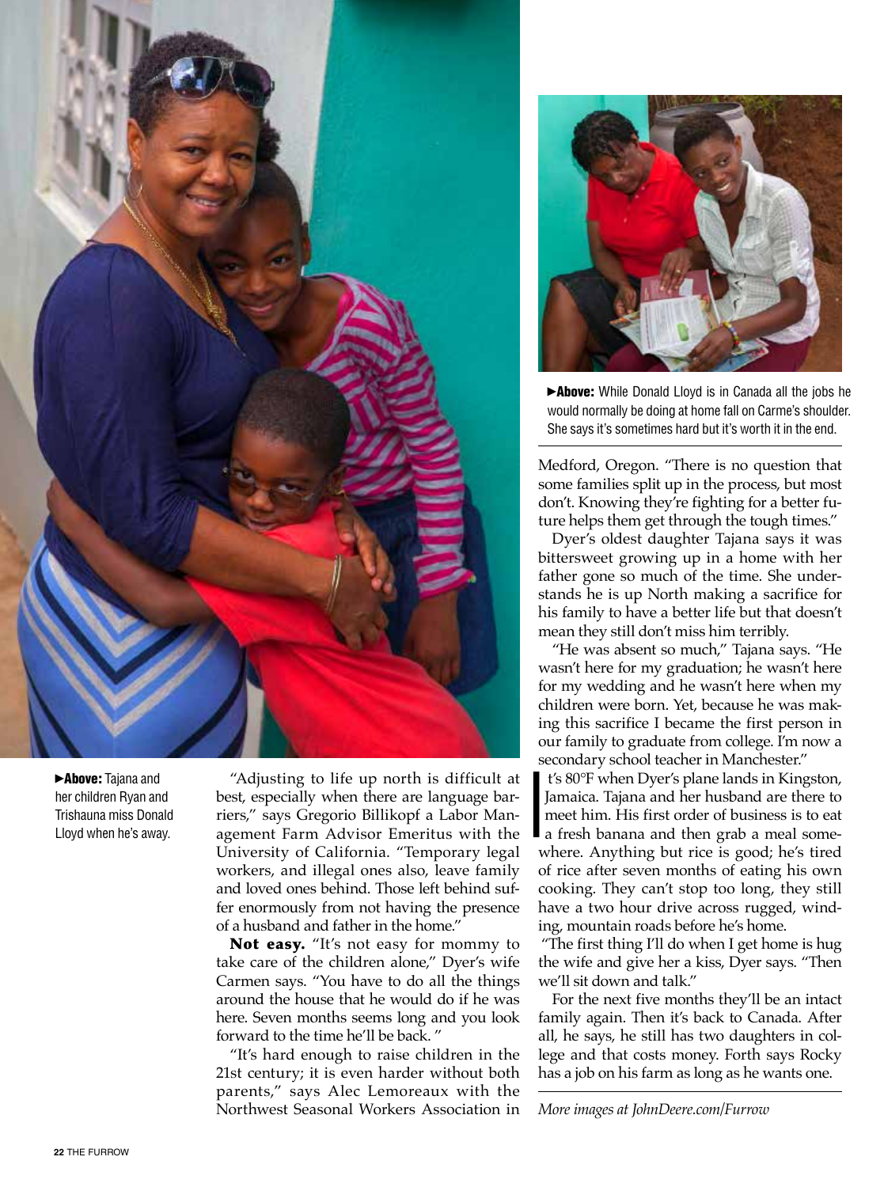►**Above:** Tajana and her children Ryan and Trishauna miss Donald Lloyd when he's away.

"Adjusting to life up north is difficult at best, especially when there are language barriers," says Gregorio Billikopf a Labor Management Farm Advisor Emeritus with the University of California. "Temporary legal workers, and illegal ones also, leave family and loved ones behind. Those left behind suffer enormously from not having the presence of a husband and father in the home."

**Not easy.** "It's not easy for mommy to take care of the children alone," Dyer's wife Carmen says. "You have to do all the things around the house that he would do if he was here. Seven months seems long and you look forward to the time he'll be back. "

"It's hard enough to raise children in the 21st century; it is even harder without both parents," says Alec Lemoreaux with the Northwest Seasonal Workers Association in Medford, Oregon. "There is no question that some families split up in the process, but most don't. Knowing they're fighting for a better future helps them get through the tough times."

►**Above:** While Donald Lloyd is in Canada all the jobs he would normally be doing at home fall on Carme's shoulder. She says it's sometimes hard but it's worth it in the end.

Dyer's oldest daughter Tajana says it was bittersweet growing up in a home with her father gone so much of the time. She understands he is up North making a sacrifice for his family to have a better life but that doesn't mean they still don't miss him terribly.

"He was absent so much," Tajana says. "He wasn't here for my graduation; he wasn't here for my wedding and he wasn't here when my children were born. Yet, because he was making this sacrifice I became the first person in our family to graduate from college. I'm now a secondary school teacher in Manchester."

It's 80°F when Dyer's plane lands in Kingston, Jamaica. Tajana and her husband are there to meet him. His first order of business is to eat a fresh banana and then grab a meal somewhere. Anything but rice is good; he's tired of rice after seven months of eating his own cooking. They can't stop too long, they still have a two hour drive across rugged, winding, mountain roads before he's home.

"The first thing I'll do when I get home is hug the wife and give her a kiss, Dyer says. "Then we'll sit down and talk."

For the next five months they'll be an intact family again. Then it's back to Canada. After all, he says, he still has two daughters in college and that costs money. Forth says Rocky has a job on his farm as long as he wants one.

*More images at JohnDeere.com/Furrow*